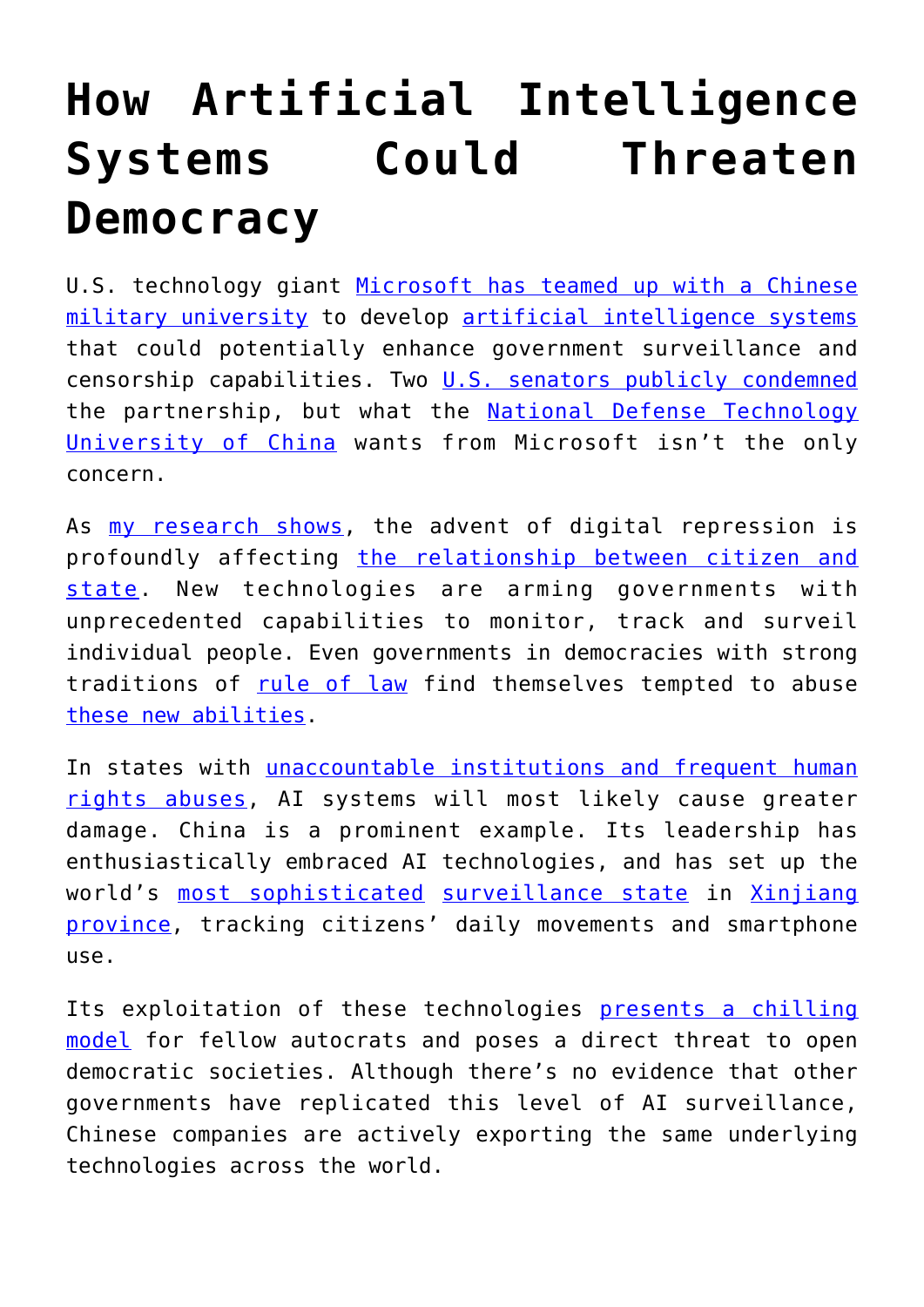# How Artificial Intelligence Systems Could Threaten Democracy

U.S. technology giant Microsoft has teamed up with a Chinese military university to develop artificial intelligence systems that could potentially enhance government surveillance and censorship capabilities. Two U.S. senators publicly condemned the partnership, but what the National Defense Technology University of China wants from Microsoft isn't the only concern.

As my research shows, the advent of digital repression is profoundly affecting the relationship between citizen and state. New technologies are arming governments with unprecedented capabilities to monitor, track and surveil individual people. Even governments in democracies with strong traditions of rule of law find themselves tempted to abuse these new abilities.

In states with unaccountable institutions and frequent human rights abuses, AI systems will most likely cause greater damage. China is a prominent example. Its leadership has enthusiastically embraced AI technologies, and has set up the world's most sophisticated surveillance state in Xinjiang province, tracking citizens' daily movements and smartphone use.

Its exploitation of these technologies presents a chilling model for fellow autocrats and poses a direct threat to open democratic societies. Although there's no evidence that other governments have replicated this level of AI surveillance, Chinese companies are actively exporting the same underlying technologies across the world.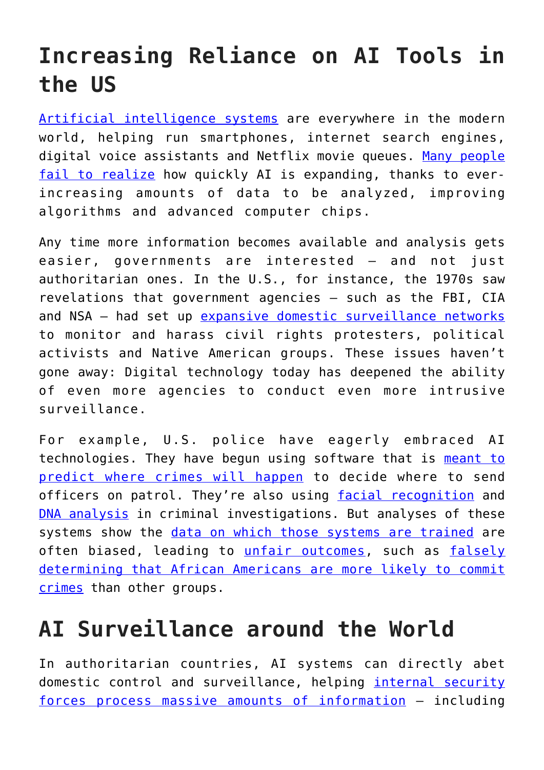## Increasing Reliance on AI Tools in the US

Artificial intelligence systems are everywhere in the modern world, helping run smartphones, internet search engines, digital voice assistants and Netflix movie queues. Many people fail to realize how quickly AI is expanding, thanks to ever-increasing amounts of data to be analyzed, improving algorithms and advanced computer chips.

Any time more information becomes available and analysis gets easier, governments are interested – and not just authoritarian ones. In the U.S., for instance, the 1970s saw revelations that government agencies – such as the FBI, CIA and NSA – had set up expansive domestic surveillance networks to monitor and harass civil rights protesters, political activists and Native American groups. These issues haven't gone away: Digital technology today has deepened the ability of even more agencies to conduct even more intrusive surveillance.

For example, U.S. police have eagerly embraced AI technologies. They have begun using software that is meant to predict where crimes will happen to decide where to send officers on patrol. They're also using facial recognition and DNA analysis in criminal investigations. But analyses of these systems show the data on which those systems are trained are often biased, leading to unfair outcomes, such as falsely determining that African Americans are more likely to commit crimes than other groups.

## AI Surveillance around the World

In authoritarian countries, AI systems can directly abet domestic control and surveillance, helping internal security forces process massive amounts of information – including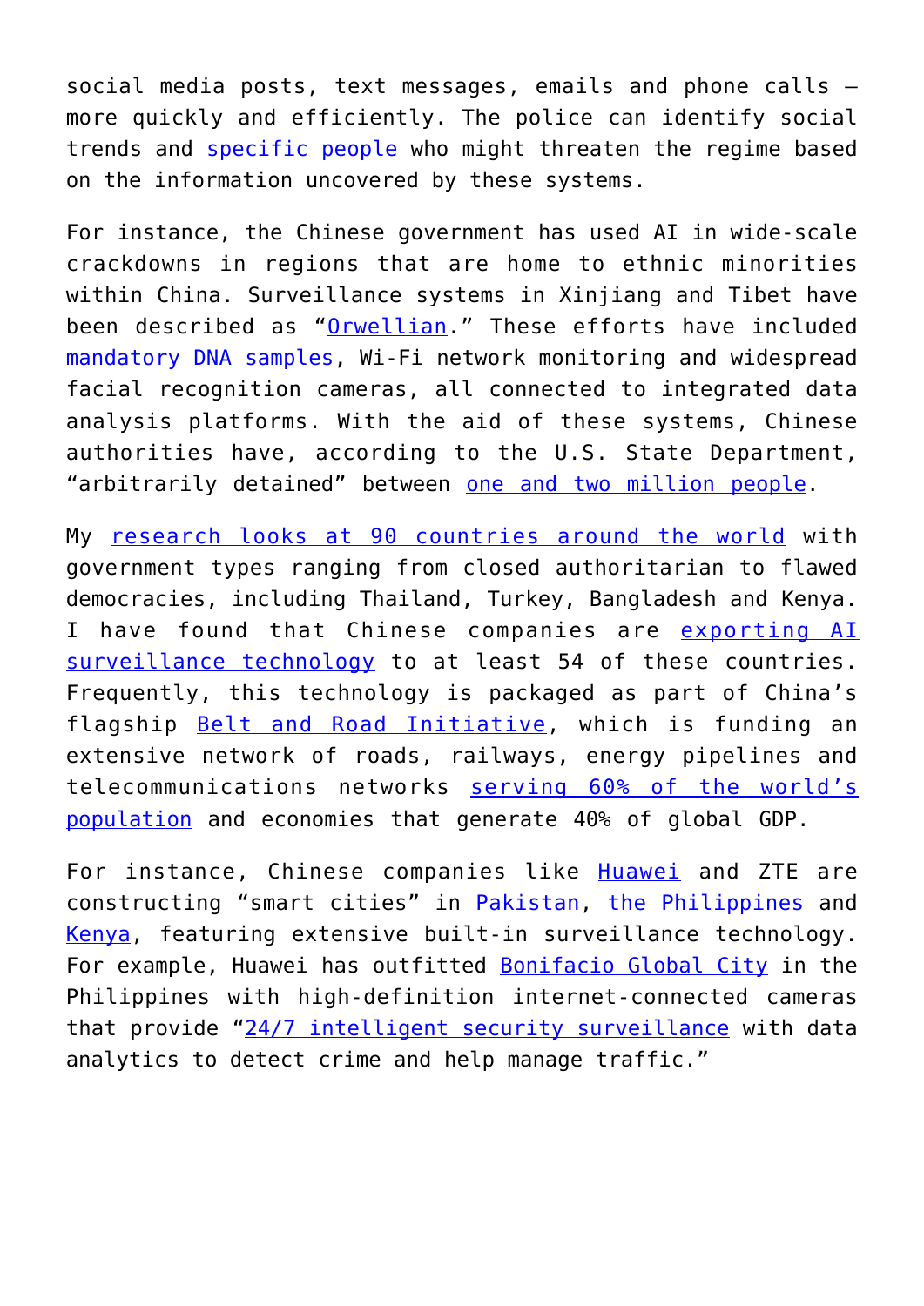social media posts, text messages, emails and phone calls – more quickly and efficiently. The police can identify social trends and specific people who might threaten the regime based on the information uncovered by these systems.

For instance, the Chinese government has used AI in wide-scale crackdowns in regions that are home to ethnic minorities within China. Surveillance systems in Xinjiang and Tibet have been described as "Orwellian." These efforts have included mandatory DNA samples, Wi-Fi network monitoring and widespread facial recognition cameras, all connected to integrated data analysis platforms. With the aid of these systems, Chinese authorities have, according to the U.S. State Department, "arbitrarily detained" between one and two million people.

My research looks at 90 countries around the world with government types ranging from closed authoritarian to flawed democracies, including Thailand, Turkey, Bangladesh and Kenya. I have found that Chinese companies are exporting AI surveillance technology to at least 54 of these countries. Frequently, this technology is packaged as part of China's flagship Belt and Road Initiative, which is funding an extensive network of roads, railways, energy pipelines and telecommunications networks serving 60% of the world's population and economies that generate 40% of global GDP.

For instance, Chinese companies like Huawei and ZTE are constructing "smart cities" in Pakistan, the Philippines and Kenya, featuring extensive built-in surveillance technology. For example, Huawei has outfitted Bonifacio Global City in the Philippines with high-definition internet-connected cameras that provide "24/7 intelligent security surveillance with data analytics to detect crime and help manage traffic."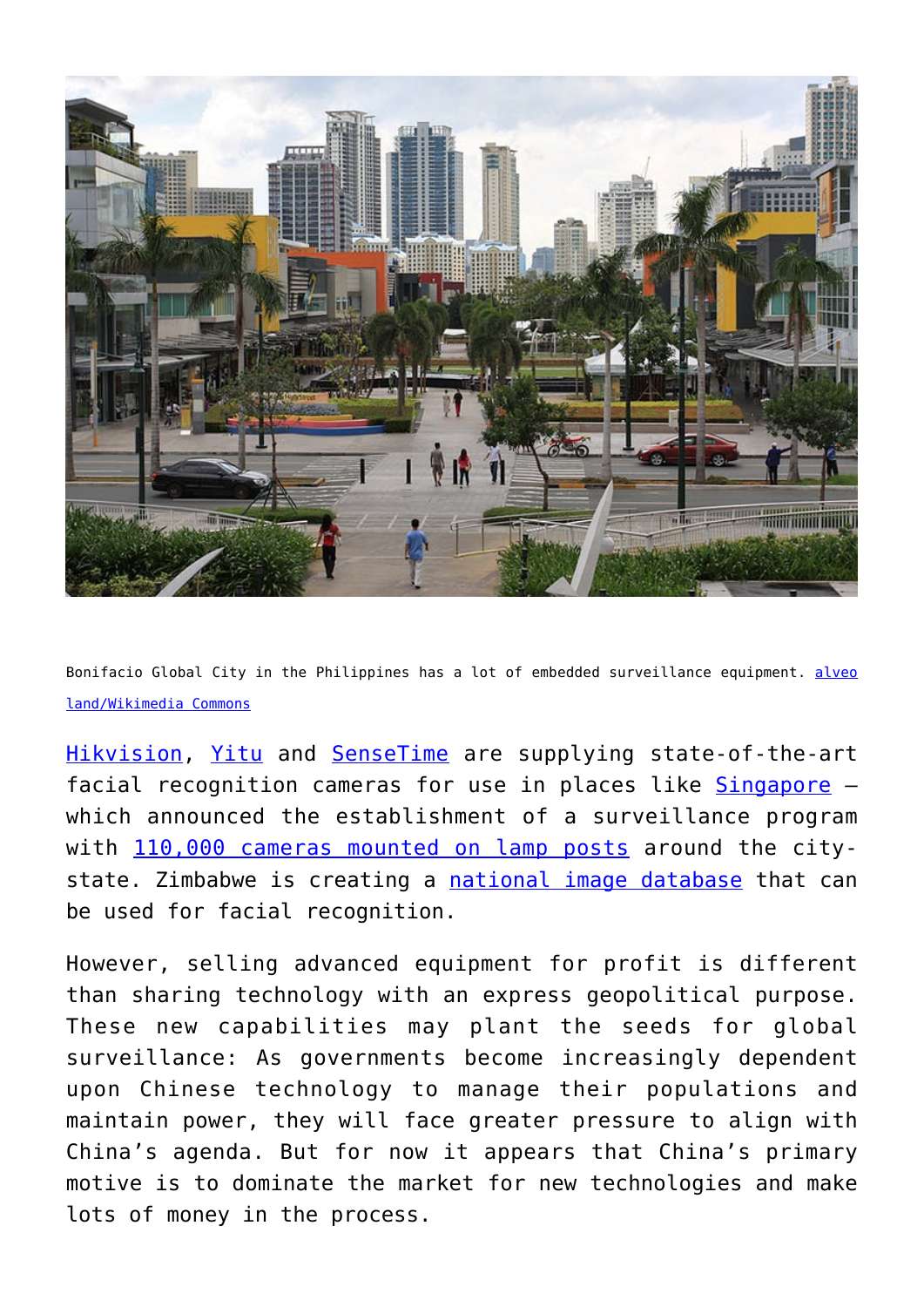Bonifacio Global City in the Philippines has a lot of embedded surveillance equipment. [alveo land/Wikimedia Commons]

[Hikvision], [Yitu] and [SenseTime] are supplying state-of-the-art facial recognition cameras for use in places like [Singapore] – which announced the establishment of a surveillance program with [110,000 cameras mounted on lamp posts] around the city-state. Zimbabwe is creating a [national image database] that can be used for facial recognition.

However, selling advanced equipment for profit is different than sharing technology with an express geopolitical purpose. These new capabilities may plant the seeds for global surveillance: As governments become increasingly dependent upon Chinese technology to manage their populations and maintain power, they will face greater pressure to align with China's agenda. But for now it appears that China's primary motive is to dominate the market for new technologies and make lots of money in the process.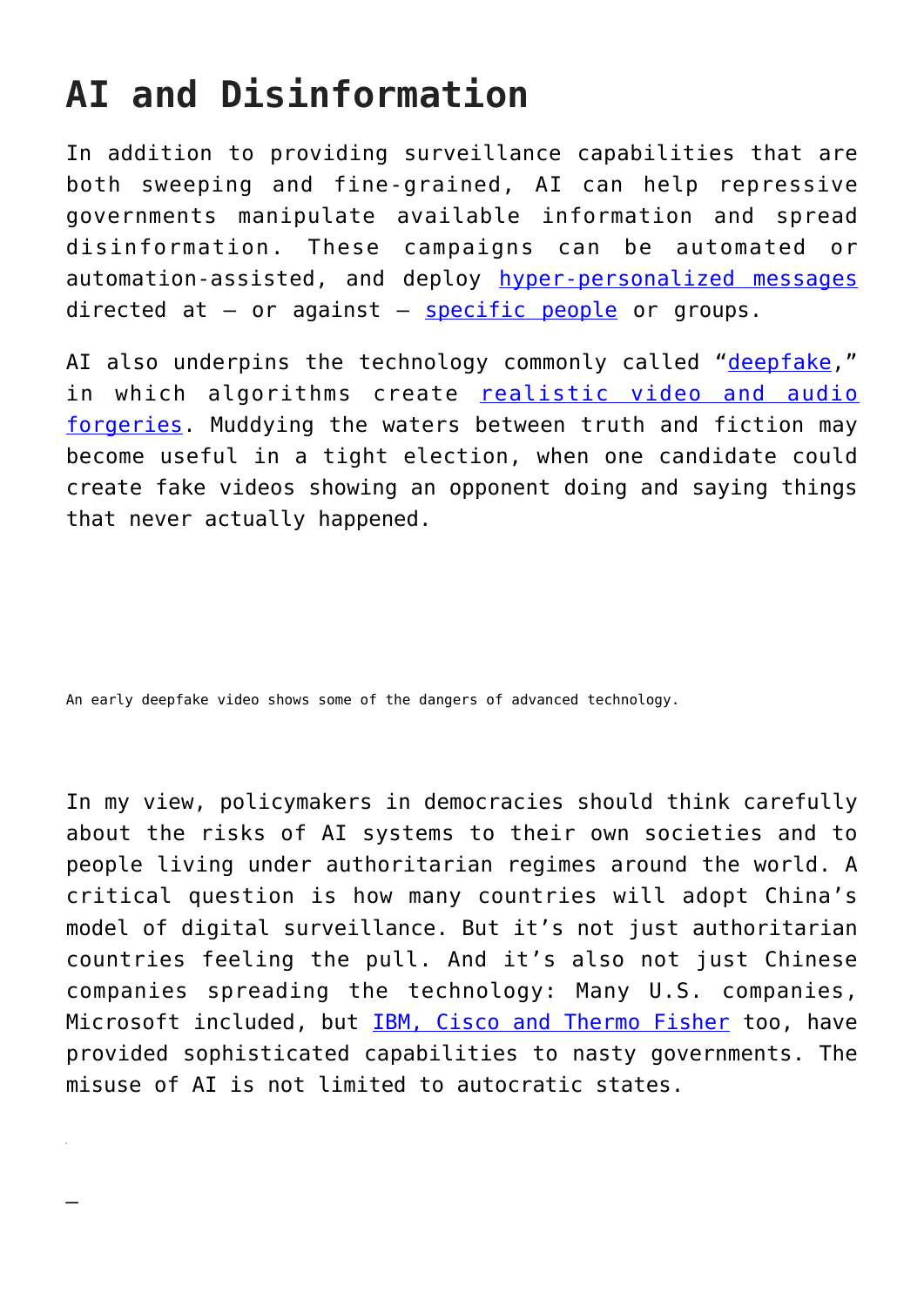## AI and Disinformation

In addition to providing surveillance capabilities that are both sweeping and fine-grained, AI can help repressive governments manipulate available information and spread disinformation. These campaigns can be automated or automation-assisted, and deploy hyper-personalized messages directed at – or against – specific people or groups.

AI also underpins the technology commonly called "deepfake," in which algorithms create realistic video and audio forgeries. Muddying the waters between truth and fiction may become useful in a tight election, when one candidate could create fake videos showing an opponent doing and saying things that never actually happened.

An early deepfake video shows some of the dangers of advanced technology.

In my view, policymakers in democracies should think carefully about the risks of AI systems to their own societies and to people living under authoritarian regimes around the world. A critical question is how many countries will adopt China's model of digital surveillance. But it's not just authoritarian countries feeling the pull. And it's also not just Chinese companies spreading the technology: Many U.S. companies, Microsoft included, but IBM, Cisco and Thermo Fisher too, have provided sophisticated capabilities to nasty governments. The misuse of AI is not limited to autocratic states.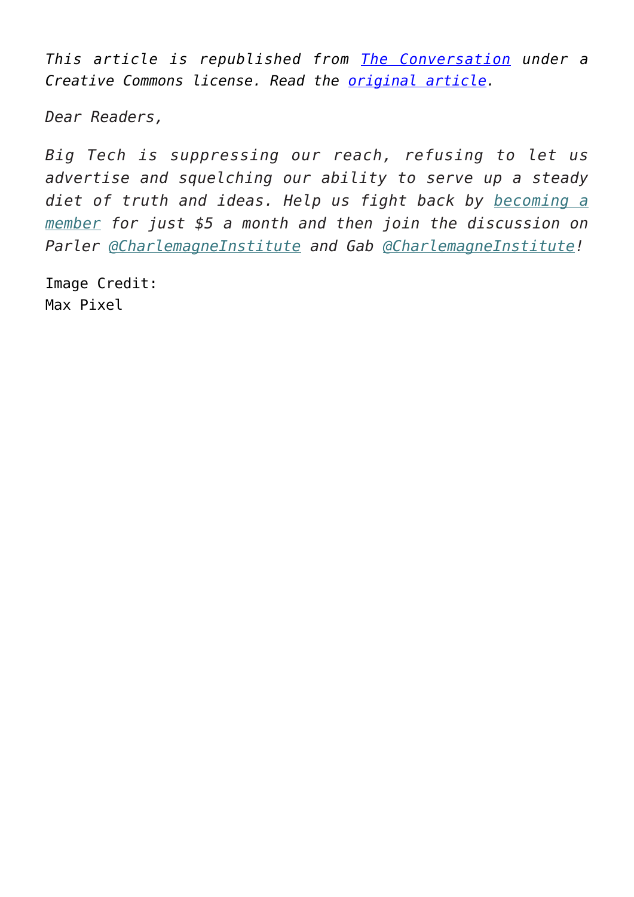*This article is republished from [The Conversation] under a Creative Commons license. Read the [original article].*

*Dear Readers,*

*Big Tech is suppressing our reach, refusing to let us advertise and squelching our ability to serve up a steady diet of truth and ideas. Help us fight back by [becoming a member] for just $5 a month and then join the discussion on Parler [@CharlemagneInstitute] and Gab [@CharlemagneInstitute]!*

Image Credit:
Max Pixel